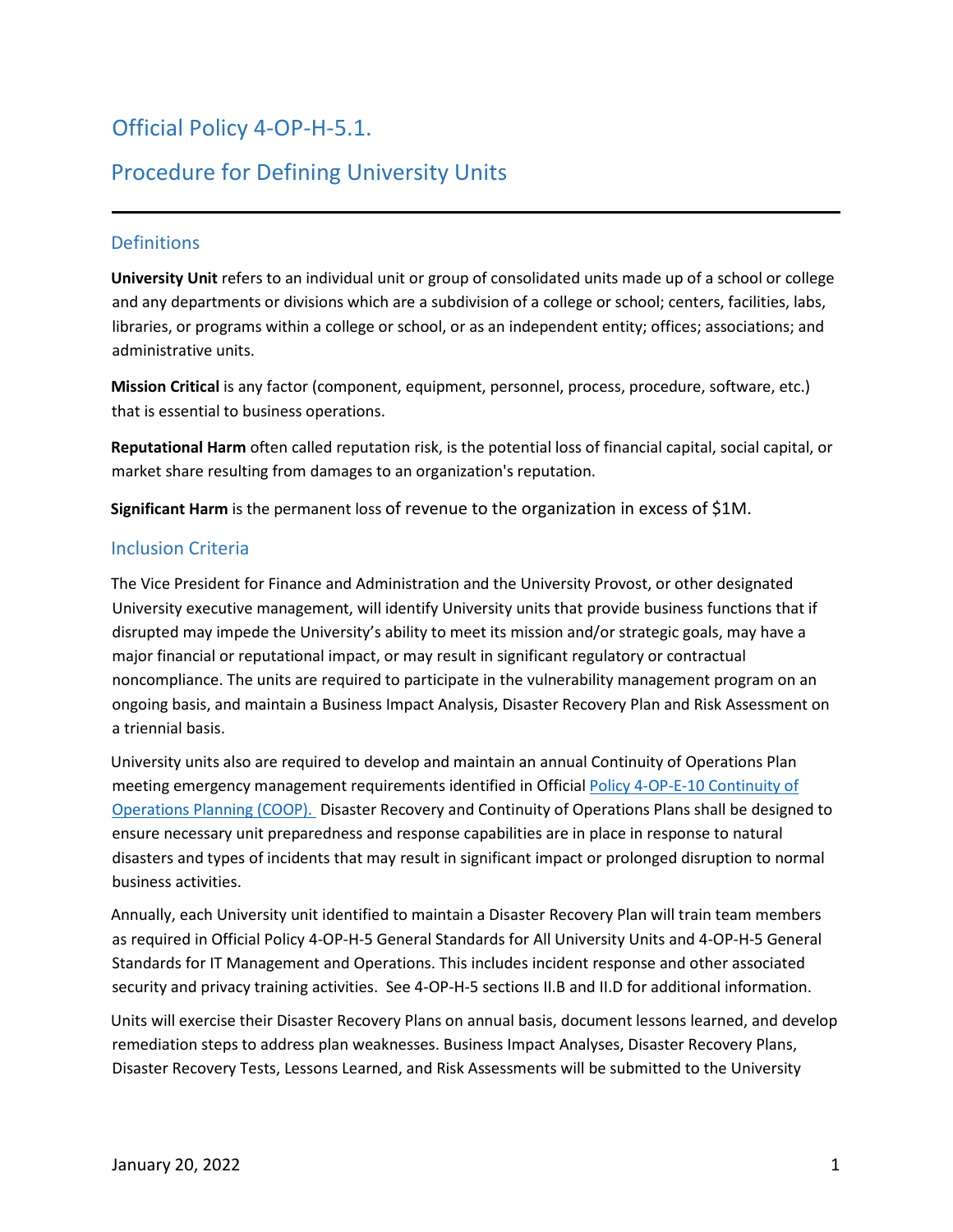# Official Policy 4-OP-H-5.1.

# Procedure for Defining University Units

## Definitions

**University Unit** refers to an individual unit or group of consolidated units made up of a school or college and any departments or divisions which are a subdivision of a college or school; centers, facilities, labs, libraries, or programs within a college or school, or as an independent entity; offices; associations; and administrative units.

**Mission Critical** is any factor (component, equipment, personnel, process, procedure, software, etc.) that is essential to business operations.

**Reputational Harm** often called reputation risk, is the potential loss of financial capital, social capital, or market share resulting from damages to an organization's reputation.

**Significant Harm** is the permanent loss of revenue to the organization in excess of $1M.

## Inclusion Criteria

The Vice President for Finance and Administration and the University Provost, or other designated University executive management, will identify University units that provide business functions that if disrupted may impede the University's ability to meet its mission and/or strategic goals, may have a major financial or reputational impact, or may result in significant regulatory or contractual noncompliance. The units are required to participate in the vulnerability management program on an ongoing basis, and maintain a Business Impact Analysis, Disaster Recovery Plan and Risk Assessment on a triennial basis.

University units also are required to develop and maintain an annual Continuity of Operations Plan meeting emergency management requirements identified in Official [Policy 4-OP-E-10 Continuity of Operations Planning (COOP).](#) Disaster Recovery and Continuity of Operations Plans shall be designed to ensure necessary unit preparedness and response capabilities are in place in response to natural disasters and types of incidents that may result in significant impact or prolonged disruption to normal business activities.

Annually, each University unit identified to maintain a Disaster Recovery Plan will train team members as required in Official Policy 4-OP-H-5 General Standards for All University Units and 4-OP-H-5 General Standards for IT Management and Operations. This includes incident response and other associated security and privacy training activities. See 4-OP-H-5 sections II.B and II.D for additional information.

Units will exercise their Disaster Recovery Plans on annual basis, document lessons learned, and develop remediation steps to address plan weaknesses. Business Impact Analyses, Disaster Recovery Plans, Disaster Recovery Tests, Lessons Learned, and Risk Assessments will be submitted to the University

January 20, 2022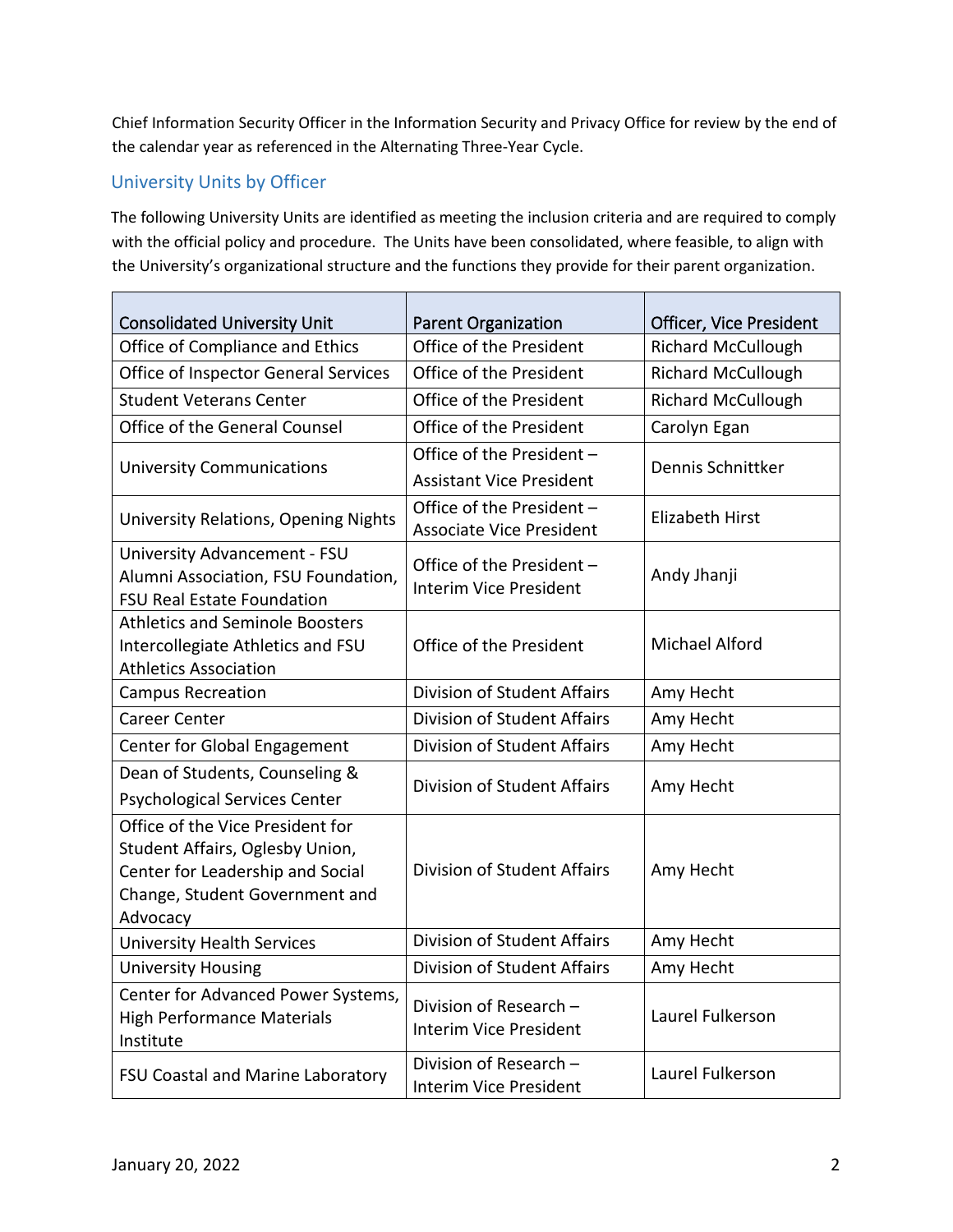Chief Information Security Officer in the Information Security and Privacy Office for review by the end of the calendar year as referenced in the Alternating Three-Year Cycle.

## University Units by Officer

The following University Units are identified as meeting the inclusion criteria and are required to comply with the official policy and procedure. The Units have been consolidated, where feasible, to align with the University's organizational structure and the functions they provide for their parent organization.

| Consolidated University Unit | Parent Organization | Officer, Vice President |
|---|---|---|
| Office of Compliance and Ethics | Office of the President | Richard McCullough |
| Office of Inspector General Services | Office of the President | Richard McCullough |
| Student Veterans Center | Office of the President | Richard McCullough |
| Office of the General Counsel | Office of the President | Carolyn Egan |
| University Communications | Office of the President – Assistant Vice President | Dennis Schnittker |
| University Relations, Opening Nights | Office of the President – Associate Vice President | Elizabeth Hirst |
| University Advancement - FSU Alumni Association, FSU Foundation, FSU Real Estate Foundation | Office of the President – Interim Vice President | Andy Jhanji |
| Athletics and Seminole Boosters Intercollegiate Athletics and FSU Athletics Association | Office of the President | Michael Alford |
| Campus Recreation | Division of Student Affairs | Amy Hecht |
| Career Center | Division of Student Affairs | Amy Hecht |
| Center for Global Engagement | Division of Student Affairs | Amy Hecht |
| Dean of Students, Counseling & Psychological Services Center | Division of Student Affairs | Amy Hecht |
| Office of the Vice President for Student Affairs, Oglesby Union, Center for Leadership and Social Change, Student Government and Advocacy | Division of Student Affairs | Amy Hecht |
| University Health Services | Division of Student Affairs | Amy Hecht |
| University Housing | Division of Student Affairs | Amy Hecht |
| Center for Advanced Power Systems, High Performance Materials Institute | Division of Research – Interim Vice President | Laurel Fulkerson |
| FSU Coastal and Marine Laboratory | Division of Research – Interim Vice President | Laurel Fulkerson |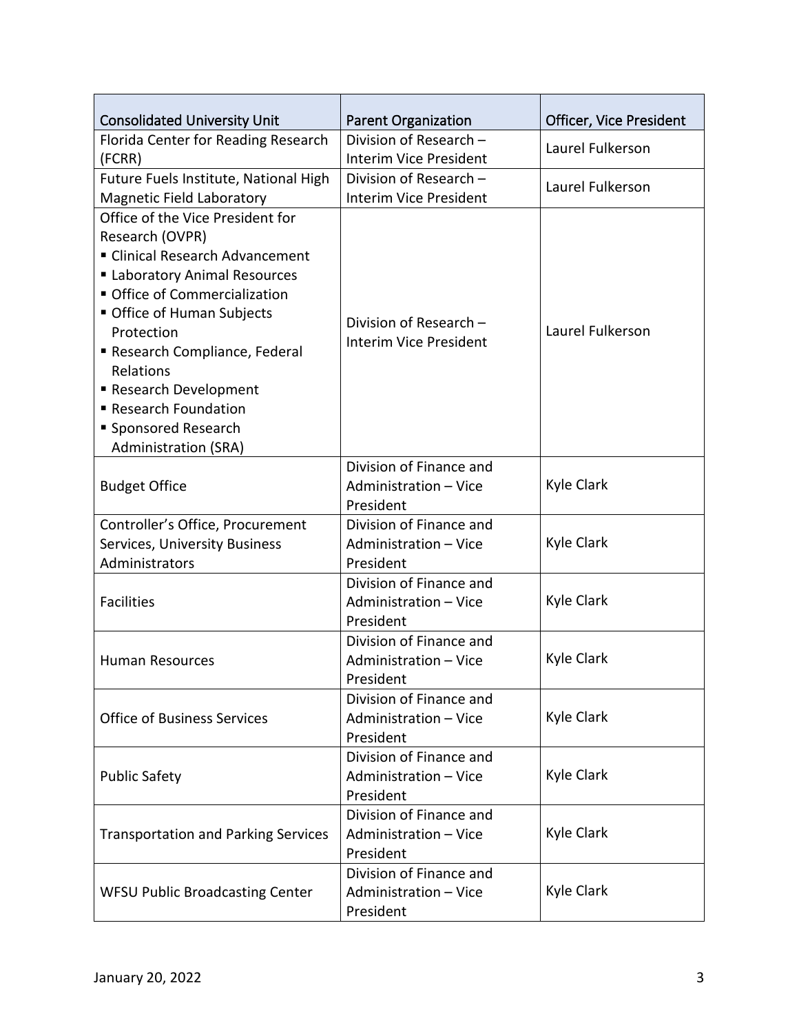| Consolidated University Unit | Parent Organization | Officer, Vice President |
|---|---|---|
| Florida Center for Reading Research (FCRR) | Division of Research – Interim Vice President | Laurel Fulkerson |
| Future Fuels Institute, National High Magnetic Field Laboratory | Division of Research – Interim Vice President | Laurel Fulkerson |
| Office of the Vice President for Research (OVPR)<br>▪ Clinical Research Advancement<br>▪ Laboratory Animal Resources<br>▪ Office of Commercialization<br>▪ Office of Human Subjects Protection<br>▪ Research Compliance, Federal Relations<br>▪ Research Development<br>▪ Research Foundation<br>▪ Sponsored Research Administration (SRA) | Division of Research – Interim Vice President | Laurel Fulkerson |
| Budget Office | Division of Finance and Administration – Vice President | Kyle Clark |
| Controller's Office, Procurement Services, University Business Administrators | Division of Finance and Administration – Vice President | Kyle Clark |
| Facilities | Division of Finance and Administration – Vice President | Kyle Clark |
| Human Resources | Division of Finance and Administration – Vice President | Kyle Clark |
| Office of Business Services | Division of Finance and Administration – Vice President | Kyle Clark |
| Public Safety | Division of Finance and Administration – Vice President | Kyle Clark |
| Transportation and Parking Services | Division of Finance and Administration – Vice President | Kyle Clark |
| WFSU Public Broadcasting Center | Division of Finance and Administration – Vice President | Kyle Clark |

January 20, 2022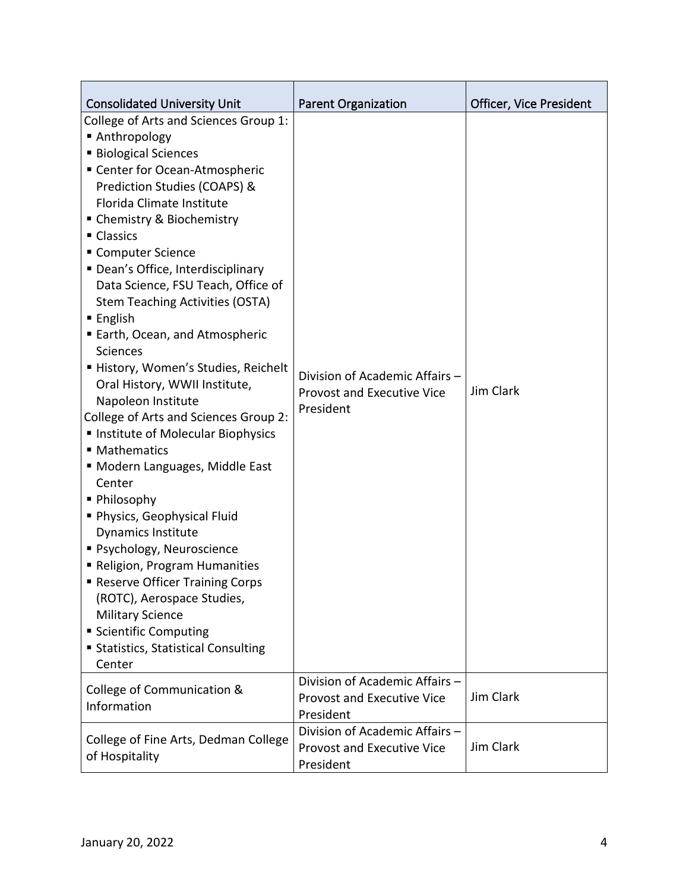| Consolidated University Unit | Parent Organization | Officer, Vice President |
|---|---|---|
| College of Arts and Sciences Group 1:<br>▪ Anthropology<br>▪ Biological Sciences<br>▪ Center for Ocean-Atmospheric Prediction Studies (COAPS) & Florida Climate Institute<br>▪ Chemistry & Biochemistry<br>▪ Classics<br>▪ Computer Science<br>▪ Dean's Office, Interdisciplinary Data Science, FSU Teach, Office of Stem Teaching Activities (OSTA)<br>▪ English<br>▪ Earth, Ocean, and Atmospheric Sciences<br>▪ History, Women's Studies, Reichelt Oral History, WWII Institute, Napoleon Institute<br>College of Arts and Sciences Group 2:<br>▪ Institute of Molecular Biophysics<br>▪ Mathematics<br>▪ Modern Languages, Middle East Center<br>▪ Philosophy<br>▪ Physics, Geophysical Fluid Dynamics Institute<br>▪ Psychology, Neuroscience<br>▪ Religion, Program Humanities<br>▪ Reserve Officer Training Corps (ROTC), Aerospace Studies, Military Science<br>▪ Scientific Computing<br>▪ Statistics, Statistical Consulting Center | Division of Academic Affairs – Provost and Executive Vice President | Jim Clark |
| College of Communication & Information | Division of Academic Affairs – Provost and Executive Vice President | Jim Clark |
| College of Fine Arts, Dedman College of Hospitality | Division of Academic Affairs – Provost and Executive Vice President | Jim Clark |

January 20, 2022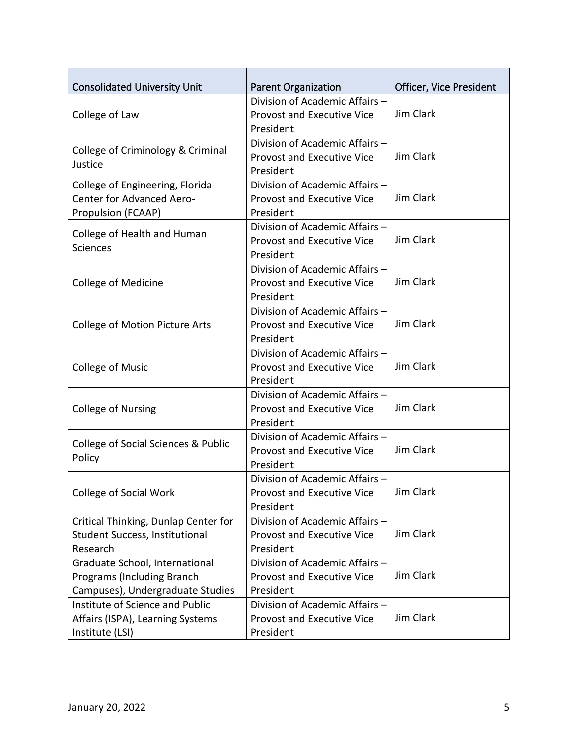| Consolidated University Unit | Parent Organization | Officer, Vice President |
|---|---|---|
| College of Law | Division of Academic Affairs – Provost and Executive Vice President | Jim Clark |
| College of Criminology & Criminal Justice | Division of Academic Affairs – Provost and Executive Vice President | Jim Clark |
| College of Engineering, Florida Center for Advanced Aero-Propulsion (FCAAP) | Division of Academic Affairs – Provost and Executive Vice President | Jim Clark |
| College of Health and Human Sciences | Division of Academic Affairs – Provost and Executive Vice President | Jim Clark |
| College of Medicine | Division of Academic Affairs – Provost and Executive Vice President | Jim Clark |
| College of Motion Picture Arts | Division of Academic Affairs – Provost and Executive Vice President | Jim Clark |
| College of Music | Division of Academic Affairs – Provost and Executive Vice President | Jim Clark |
| College of Nursing | Division of Academic Affairs – Provost and Executive Vice President | Jim Clark |
| College of Social Sciences & Public Policy | Division of Academic Affairs – Provost and Executive Vice President | Jim Clark |
| College of Social Work | Division of Academic Affairs – Provost and Executive Vice President | Jim Clark |
| Critical Thinking, Dunlap Center for Student Success, Institutional Research | Division of Academic Affairs – Provost and Executive Vice President | Jim Clark |
| Graduate School, International Programs (Including Branch Campuses), Undergraduate Studies | Division of Academic Affairs – Provost and Executive Vice President | Jim Clark |
| Institute of Science and Public Affairs (ISPA), Learning Systems Institute (LSI) | Division of Academic Affairs – Provost and Executive Vice President | Jim Clark |

January 20, 2022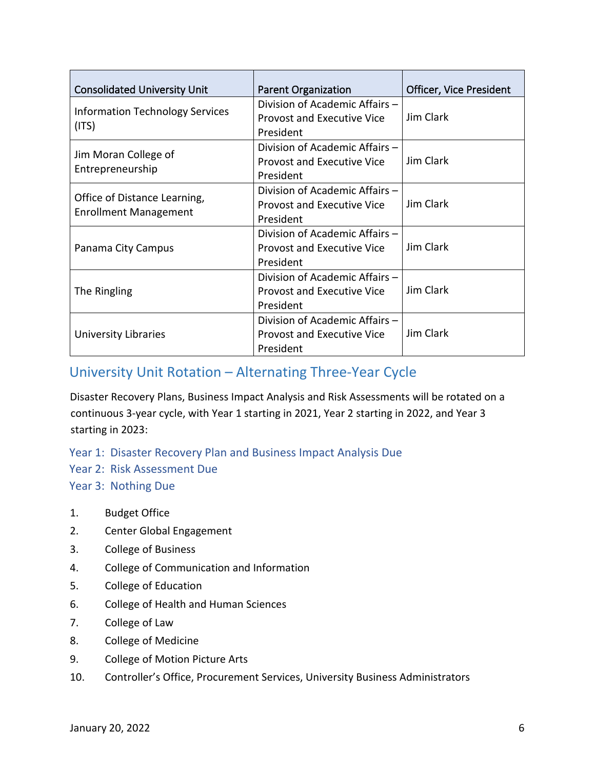| Consolidated University Unit | Parent Organization | Officer, Vice President |
|---|---|---|
| Information Technology Services (ITS) | Division of Academic Affairs – Provost and Executive Vice President | Jim Clark |
| Jim Moran College of Entrepreneurship | Division of Academic Affairs – Provost and Executive Vice President | Jim Clark |
| Office of Distance Learning, Enrollment Management | Division of Academic Affairs – Provost and Executive Vice President | Jim Clark |
| Panama City Campus | Division of Academic Affairs – Provost and Executive Vice President | Jim Clark |
| The Ringling | Division of Academic Affairs – Provost and Executive Vice President | Jim Clark |
| University Libraries | Division of Academic Affairs – Provost and Executive Vice President | Jim Clark |

## University Unit Rotation – Alternating Three-Year Cycle

Disaster Recovery Plans, Business Impact Analysis and Risk Assessments will be rotated on a continuous 3-year cycle, with Year 1 starting in 2021, Year 2 starting in 2022, and Year 3 starting in 2023:

Year 1: Disaster Recovery Plan and Business Impact Analysis Due
Year 2: Risk Assessment Due
Year 3: Nothing Due

1. Budget Office
2. Center Global Engagement
3. College of Business
4. College of Communication and Information
5. College of Education
6. College of Health and Human Sciences
7. College of Law
8. College of Medicine
9. College of Motion Picture Arts
10. Controller's Office, Procurement Services, University Business Administrators

January 20, 2022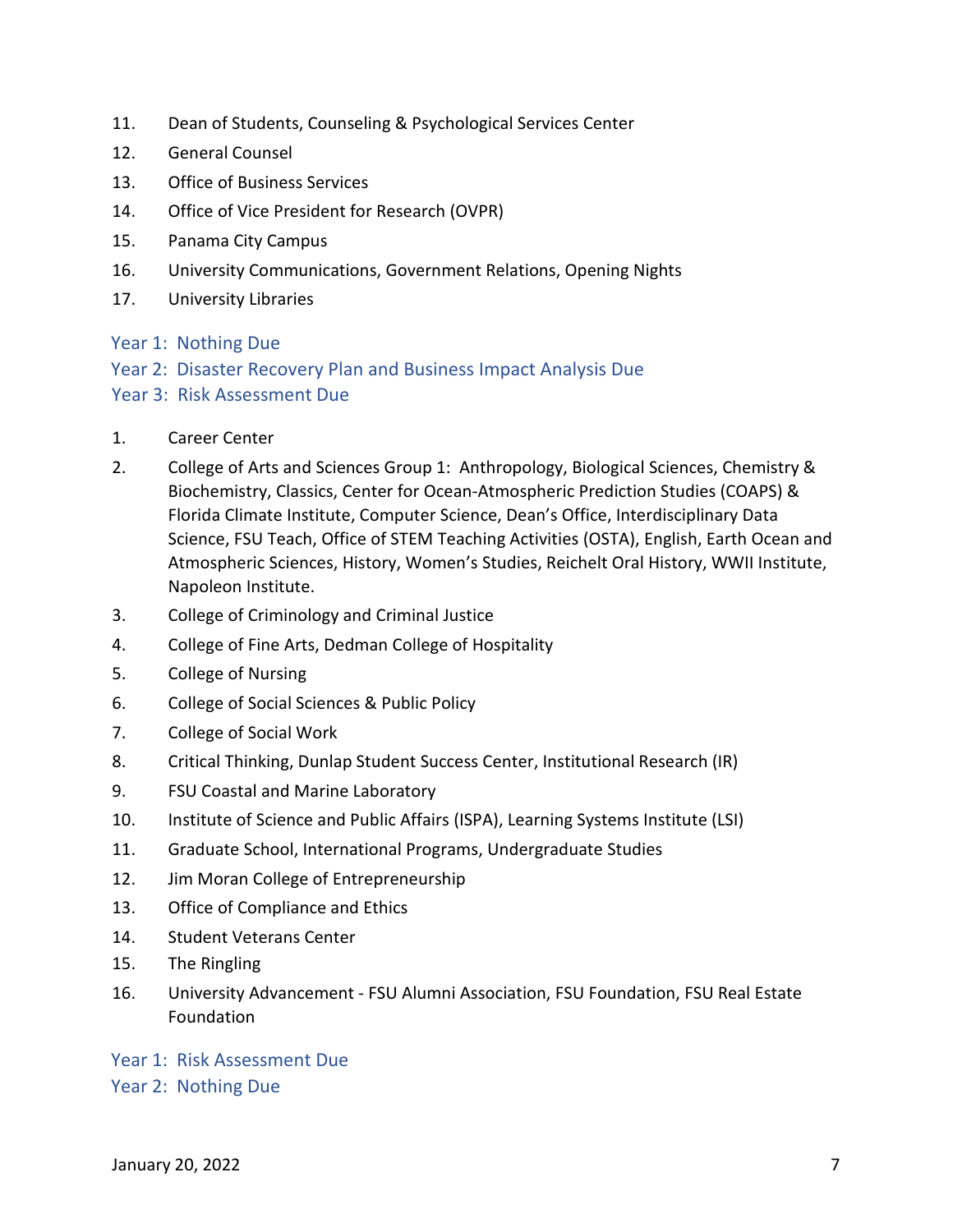11. Dean of Students, Counseling & Psychological Services Center
12. General Counsel
13. Office of Business Services
14. Office of Vice President for Research (OVPR)
15. Panama City Campus
16. University Communications, Government Relations, Opening Nights
17. University Libraries

Year 1: Nothing Due
Year 2: Disaster Recovery Plan and Business Impact Analysis Due
Year 3: Risk Assessment Due

1. Career Center
2. College of Arts and Sciences Group 1: Anthropology, Biological Sciences, Chemistry & Biochemistry, Classics, Center for Ocean-Atmospheric Prediction Studies (COAPS) & Florida Climate Institute, Computer Science, Dean's Office, Interdisciplinary Data Science, FSU Teach, Office of STEM Teaching Activities (OSTA), English, Earth Ocean and Atmospheric Sciences, History, Women's Studies, Reichelt Oral History, WWII Institute, Napoleon Institute.
3. College of Criminology and Criminal Justice
4. College of Fine Arts, Dedman College of Hospitality
5. College of Nursing
6. College of Social Sciences & Public Policy
7. College of Social Work
8. Critical Thinking, Dunlap Student Success Center, Institutional Research (IR)
9. FSU Coastal and Marine Laboratory
10. Institute of Science and Public Affairs (ISPA), Learning Systems Institute (LSI)
11. Graduate School, International Programs, Undergraduate Studies
12. Jim Moran College of Entrepreneurship
13. Office of Compliance and Ethics
14. Student Veterans Center
15. The Ringling
16. University Advancement - FSU Alumni Association, FSU Foundation, FSU Real Estate Foundation

Year 1: Risk Assessment Due
Year 2: Nothing Due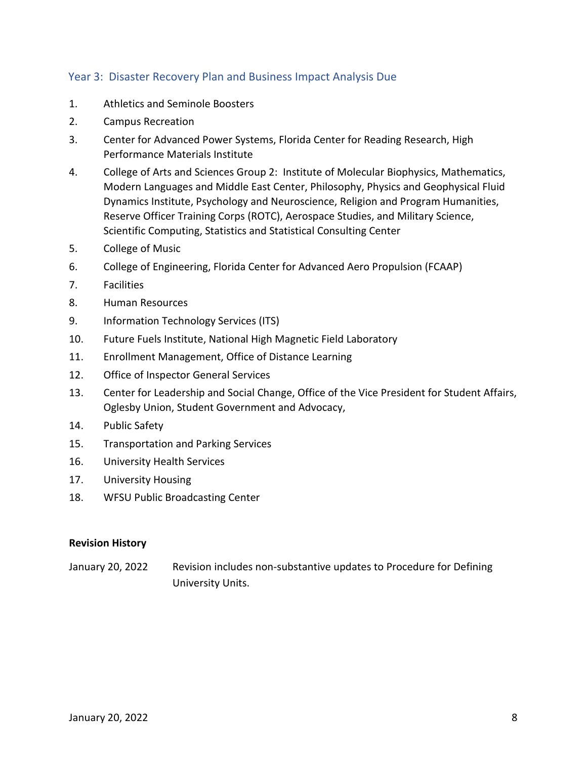### Year 3: Disaster Recovery Plan and Business Impact Analysis Due

1. Athletics and Seminole Boosters
2. Campus Recreation
3. Center for Advanced Power Systems, Florida Center for Reading Research, High Performance Materials Institute
4. College of Arts and Sciences Group 2: Institute of Molecular Biophysics, Mathematics, Modern Languages and Middle East Center, Philosophy, Physics and Geophysical Fluid Dynamics Institute, Psychology and Neuroscience, Religion and Program Humanities, Reserve Officer Training Corps (ROTC), Aerospace Studies, and Military Science, Scientific Computing, Statistics and Statistical Consulting Center
5. College of Music
6. College of Engineering, Florida Center for Advanced Aero Propulsion (FCAAP)
7. Facilities
8. Human Resources
9. Information Technology Services (ITS)
10. Future Fuels Institute, National High Magnetic Field Laboratory
11. Enrollment Management, Office of Distance Learning
12. Office of Inspector General Services
13. Center for Leadership and Social Change, Office of the Vice President for Student Affairs, Oglesby Union, Student Government and Advocacy,
14. Public Safety
15. Transportation and Parking Services
16. University Health Services
17. University Housing
18. WFSU Public Broadcasting Center

**Revision History**

| | |
|---|---|
| January 20, 2022 | Revision includes non-substantive updates to Procedure for Defining University Units. |